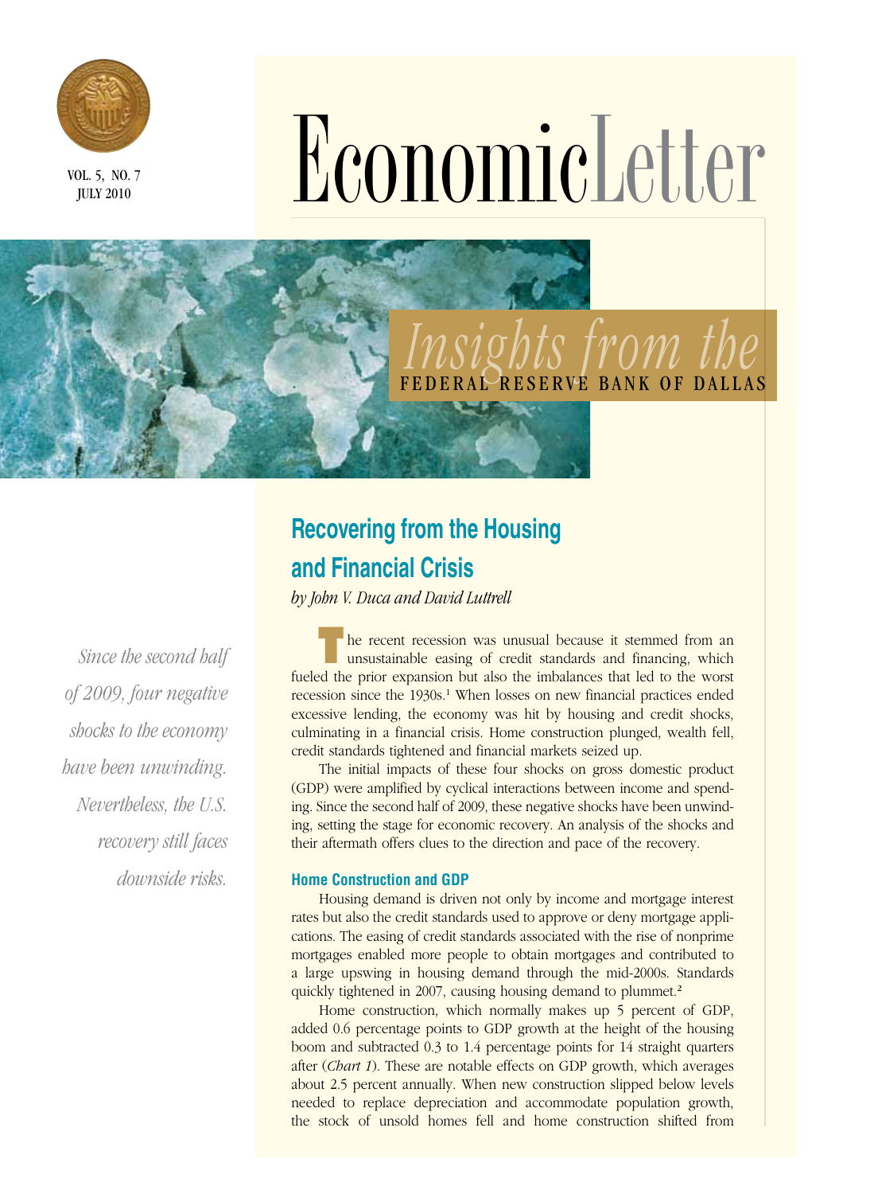# Economic Letter

VOL. 5, NO. 7
JULY 2010

*Insights from the* FEDERAL RESERVE BANK OF DALLAS

## Recovering from the Housing and Financial Crisis

*by John V. Duca and David Luttrell*

*Since the second half of 2009, four negative shocks to the economy have been unwinding. Nevertheless, the U.S. recovery still faces downside risks.*

The recent recession was unusual because it stemmed from an unsustainable easing of credit standards and financing, which fueled the prior expansion but also the imbalances that led to the worst recession since the 1930s.[1] When losses on new financial practices ended excessive lending, the economy was hit by housing and credit shocks, culminating in a financial crisis. Home construction plunged, wealth fell, credit standards tightened and financial markets seized up.

The initial impacts of these four shocks on gross domestic product (GDP) were amplified by cyclical interactions between income and spending. Since the second half of 2009, these negative shocks have been unwinding, setting the stage for economic recovery. An analysis of the shocks and their aftermath offers clues to the direction and pace of the recovery.

### Home Construction and GDP

Housing demand is driven not only by income and mortgage interest rates but also the credit standards used to approve or deny mortgage applications. The easing of credit standards associated with the rise of nonprime mortgages enabled more people to obtain mortgages and contributed to a large upswing in housing demand through the mid-2000s. Standards quickly tightened in 2007, causing housing demand to plummet.[2]

Home construction, which normally makes up 5 percent of GDP, added 0.6 percentage points to GDP growth at the height of the housing boom and subtracted 0.3 to 1.4 percentage points for 14 straight quarters after (*Chart 1*). These are notable effects on GDP growth, which averages about 2.5 percent annually. When new construction slipped below levels needed to replace depreciation and accommodate population growth, the stock of unsold homes fell and home construction shifted from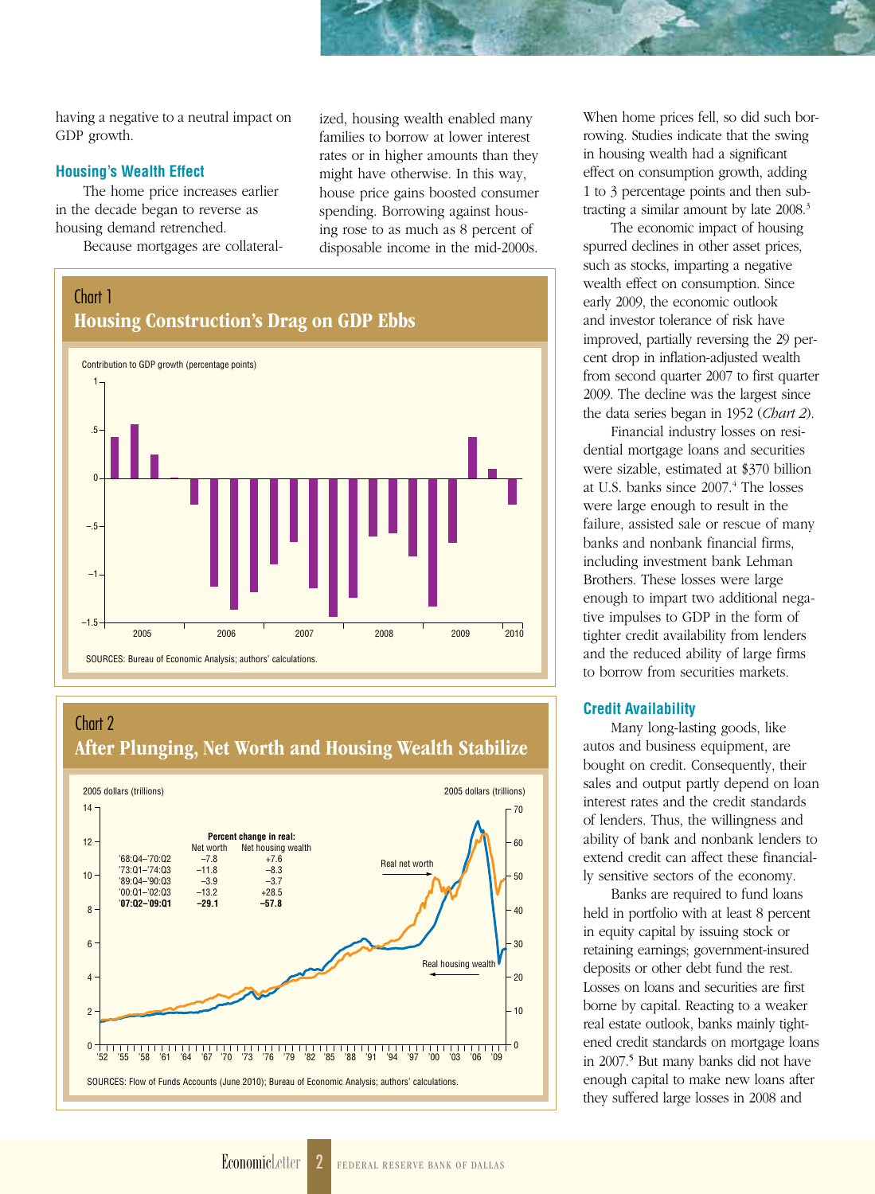having a negative to a neutral impact on GDP growth.

### Housing's Wealth Effect

The home price increases earlier in the decade began to reverse as housing demand retrenched.

Because mortgages are collateralized, housing wealth enabled many families to borrow at lower interest rates or in higher amounts than they might have otherwise. In this way, house price gains boosted consumer spending. Borrowing against housing rose to as much as 8 percent of disposable income in the mid-2000s. When home prices fell, so did such borrowing. Studies indicate that the swing in housing wealth had a significant effect on consumption growth, adding 1 to 3 percentage points and then subtracting a similar amount by late 2008.[3]

The economic impact of housing spurred declines in other asset prices, such as stocks, imparting a negative wealth effect on consumption. Since early 2009, the economic outlook and investor tolerance of risk have improved, partially reversing the 29 percent drop in inflation-adjusted wealth from second quarter 2007 to first quarter 2009. The decline was the largest since the data series began in 1952 (*Chart 2*).

Financial industry losses on residential mortgage loans and securities were sizable, estimated at $370 billion at U.S. banks since 2007.[4] The losses were large enough to result in the failure, assisted sale or rescue of many banks and nonbank financial firms, including investment bank Lehman Brothers. These losses were large enough to impart two additional negative impulses to GDP in the form of tighter credit availability from lenders and the reduced ability of large firms to borrow from securities markets.

**Chart 1**
**Housing Construction's Drag on GDP Ebbs**

Contribution to GDP growth (percentage points)

SOURCES: Bureau of Economic Analysis; authors' calculations.

**Chart 2**
**After Plunging, Net Worth and Housing Wealth Stabilize**

2005 dollars (trillions)

| | Percent change in real: | |
|---|---|---|
| | Net worth | Net housing wealth |
| '68:Q4–'70:Q2 | –7.8 | +7.6 |
| '73:Q1–'74:Q3 | –11.8 | –8.3 |
| '89:Q4–'90:Q3 | –3.9 | –3.7 |
| '00:Q1–'02:Q3 | –13.2 | +28.5 |
| **'07:Q2–'09:Q1** | **–29.1** | **–57.8** |

SOURCES: Flow of Funds Accounts (June 2010); Bureau of Economic Analysis; authors' calculations.

### Credit Availability

Many long-lasting goods, like autos and business equipment, are bought on credit. Consequently, their sales and output partly depend on loan interest rates and the credit standards of lenders. Thus, the willingness and ability of bank and nonbank lenders to extend credit can affect these financially sensitive sectors of the economy.

Banks are required to fund loans held in portfolio with at least 8 percent in equity capital by issuing stock or retaining earnings; government-insured deposits or other debt fund the rest. Losses on loans and securities are first borne by capital. Reacting to a weaker real estate outlook, banks mainly tightened credit standards on mortgage loans in 2007.[5] But many banks did not have enough capital to make new loans after they suffered large losses in 2008 and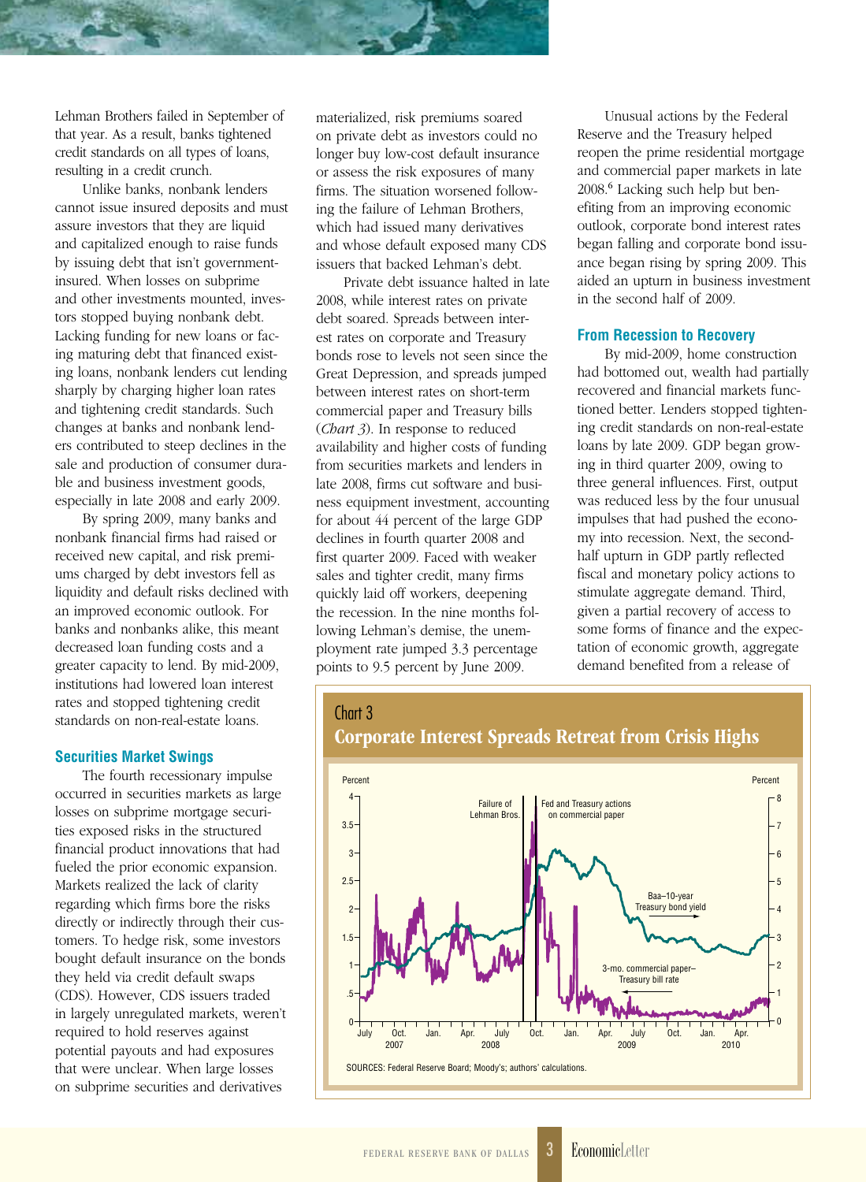Lehman Brothers failed in September of that year. As a result, banks tightened credit standards on all types of loans, resulting in a credit crunch.

Unlike banks, nonbank lenders cannot issue insured deposits and must assure investors that they are liquid and capitalized enough to raise funds by issuing debt that isn't government-insured. When losses on subprime and other investments mounted, investors stopped buying nonbank debt. Lacking funding for new loans or facing maturing debt that financed existing loans, nonbank lenders cut lending sharply by charging higher loan rates and tightening credit standards. Such changes at banks and nonbank lenders contributed to steep declines in the sale and production of consumer durable and business investment goods, especially in late 2008 and early 2009.

By spring 2009, many banks and nonbank financial firms had raised or received new capital, and risk premiums charged by debt investors fell as liquidity and default risks declined with an improved economic outlook. For banks and nonbanks alike, this meant decreased loan funding costs and a greater capacity to lend. By mid-2009, institutions had lowered loan interest rates and stopped tightening credit standards on non-real-estate loans.

### Securities Market Swings

The fourth recessionary impulse occurred in securities markets as large losses on subprime mortgage securities exposed risks in the structured financial product innovations that had fueled the prior economic expansion. Markets realized the lack of clarity regarding which firms bore the risks directly or indirectly through their customers. To hedge risk, some investors bought default insurance on the bonds they held via credit default swaps (CDS). However, CDS issuers traded in largely unregulated markets, weren't required to hold reserves against potential payouts and had exposures that were unclear. When large losses on subprime securities and derivatives materialized, risk premiums soared on private debt as investors could no longer buy low-cost default insurance or assess the risk exposures of many firms. The situation worsened following the failure of Lehman Brothers, which had issued many derivatives and whose default exposed many CDS issuers that backed Lehman's debt.

Private debt issuance halted in late 2008, while interest rates on private debt soared. Spreads between interest rates on corporate and Treasury bonds rose to levels not seen since the Great Depression, and spreads jumped between interest rates on short-term commercial paper and Treasury bills (*Chart 3*). In response to reduced availability and higher costs of funding from securities markets and lenders in late 2008, firms cut software and business equipment investment, accounting for about 44 percent of the large GDP declines in fourth quarter 2008 and first quarter 2009. Faced with weaker sales and tighter credit, many firms quickly laid off workers, deepening the recession. In the nine months following Lehman's demise, the unemployment rate jumped 3.3 percentage points to 9.5 percent by June 2009.

Unusual actions by the Federal Reserve and the Treasury helped reopen the prime residential mortgage and commercial paper markets in late 2008.[6] Lacking such help but benefiting from an improving economic outlook, corporate bond interest rates began falling and corporate bond issuance began rising by spring 2009. This aided an upturn in business investment in the second half of 2009.

### From Recession to Recovery

By mid-2009, home construction had bottomed out, wealth had partially recovered and financial markets functioned better. Lenders stopped tightening credit standards on non-real-estate loans by late 2009. GDP began growing in third quarter 2009, owing to three general influences. First, output was reduced less by the four unusual impulses that had pushed the economy into recession. Next, the second-half upturn in GDP partly reflected fiscal and monetary policy actions to stimulate aggregate demand. Third, given a partial recovery of access to some forms of finance and the expectation of economic growth, aggregate demand benefited from a release of

**Chart 3**
**Corporate Interest Spreads Retreat from Crisis Highs**

SOURCES: Federal Reserve Board; Moody's; authors' calculations.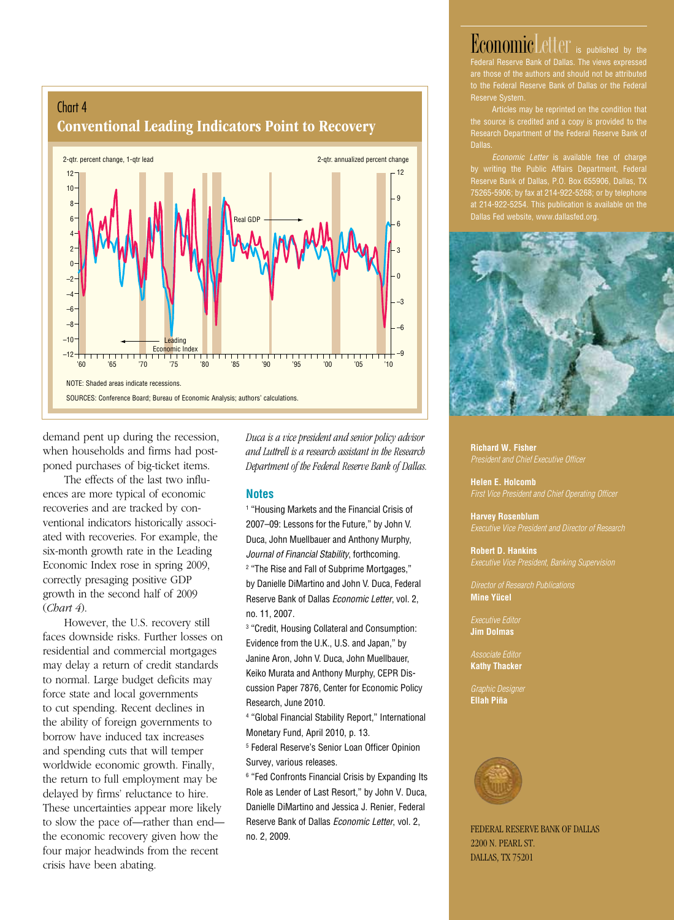### Chart 4
## Conventional Leading Indicators Point to Recovery

2-qtr. percent change, 1-qtr lead

2-qtr. annualized percent change

Real GDP

Leading Economic Index

12, 10, 8, 6, 4, 2, 0, –2, –4, –6, –8, –10, –12

12, 9, 6, 3, 0, –3, –6, –9

'60, '65, '70, '75, '80, '85, '90, '95, '00, '05, '10

NOTE: Shaded areas indicate recessions.

SOURCES: Conference Board; Bureau of Economic Analysis; authors' calculations.

demand pent up during the recession, when households and firms had postponed purchases of big-ticket items.

The effects of the last two influences are more typical of economic recoveries and are tracked by conventional indicators historically associated with recoveries. For example, the six-month growth rate in the Leading Economic Index rose in spring 2009, correctly presaging positive GDP growth in the second half of 2009 (*Chart 4*).

However, the U.S. recovery still faces downside risks. Further losses on residential and commercial mortgages may delay a return of credit standards to normal. Large budget deficits may force state and local governments to cut spending. Recent declines in the ability of foreign governments to borrow have induced tax increases and spending cuts that will temper worldwide economic growth. Finally, the return to full employment may be delayed by firms' reluctance to hire. These uncertainties appear more likely to slow the pace of—rather than end—the economic recovery given how the four major headwinds from the recent crisis have been abating.

*Duca is a vice president and senior policy advisor and Luttrell is a research assistant in the Research Department of the Federal Reserve Bank of Dallas.*

## Notes

[1] "Housing Markets and the Financial Crisis of 2007–09: Lessons for the Future," by John V. Duca, John Muellbauer and Anthony Murphy, *Journal of Financial Stability*, forthcoming.

[2] "The Rise and Fall of Subprime Mortgages," by Danielle DiMartino and John V. Duca, Federal Reserve Bank of Dallas *Economic Letter*, vol. 2, no. 11, 2007.

[3] "Credit, Housing Collateral and Consumption: Evidence from the U.K., U.S. and Japan," by Janine Aron, John V. Duca, John Muellbauer, Keiko Murata and Anthony Murphy, CEPR Discussion Paper 7876, Center for Economic Policy Research, June 2010.

[4] "Global Financial Stability Report," International Monetary Fund, April 2010, p. 13.

[5] Federal Reserve's Senior Loan Officer Opinion Survey, various releases.

[6] "Fed Confronts Financial Crisis by Expanding Its Role as Lender of Last Resort," by John V. Duca, Danielle DiMartino and Jessica J. Renier, Federal Reserve Bank of Dallas *Economic Letter*, vol. 2, no. 2, 2009.

**EconomicLetter** is published by the Federal Reserve Bank of Dallas. The views expressed are those of the authors and should not be attributed to the Federal Reserve Bank of Dallas or the Federal Reserve System.

Articles may be reprinted on the condition that the source is credited and a copy is provided to the Research Department of the Federal Reserve Bank of Dallas.

*Economic Letter* is available free of charge by writing the Public Affairs Department, Federal Reserve Bank of Dallas, P.O. Box 655906, Dallas, TX 75265-5906; by fax at 214-922-5268; or by telephone at 214-922-5254. This publication is available on the Dallas Fed website, www.dallasfed.org.

**Richard W. Fisher**
*President and Chief Executive Officer*

**Helen E. Holcomb**
*First Vice President and Chief Operating Officer*

**Harvey Rosenblum**
*Executive Vice President and Director of Research*

**Robert D. Hankins**
*Executive Vice President, Banking Supervision*

*Director of Research Publications*
**Mine Yücel**

*Executive Editor*
**Jim Dolmas**

*Associate Editor*
**Kathy Thacker**

*Graphic Designer*
**Ellah Piña**

FEDERAL RESERVE BANK OF DALLAS
2200 N. PEARL ST.
DALLAS, TX 75201